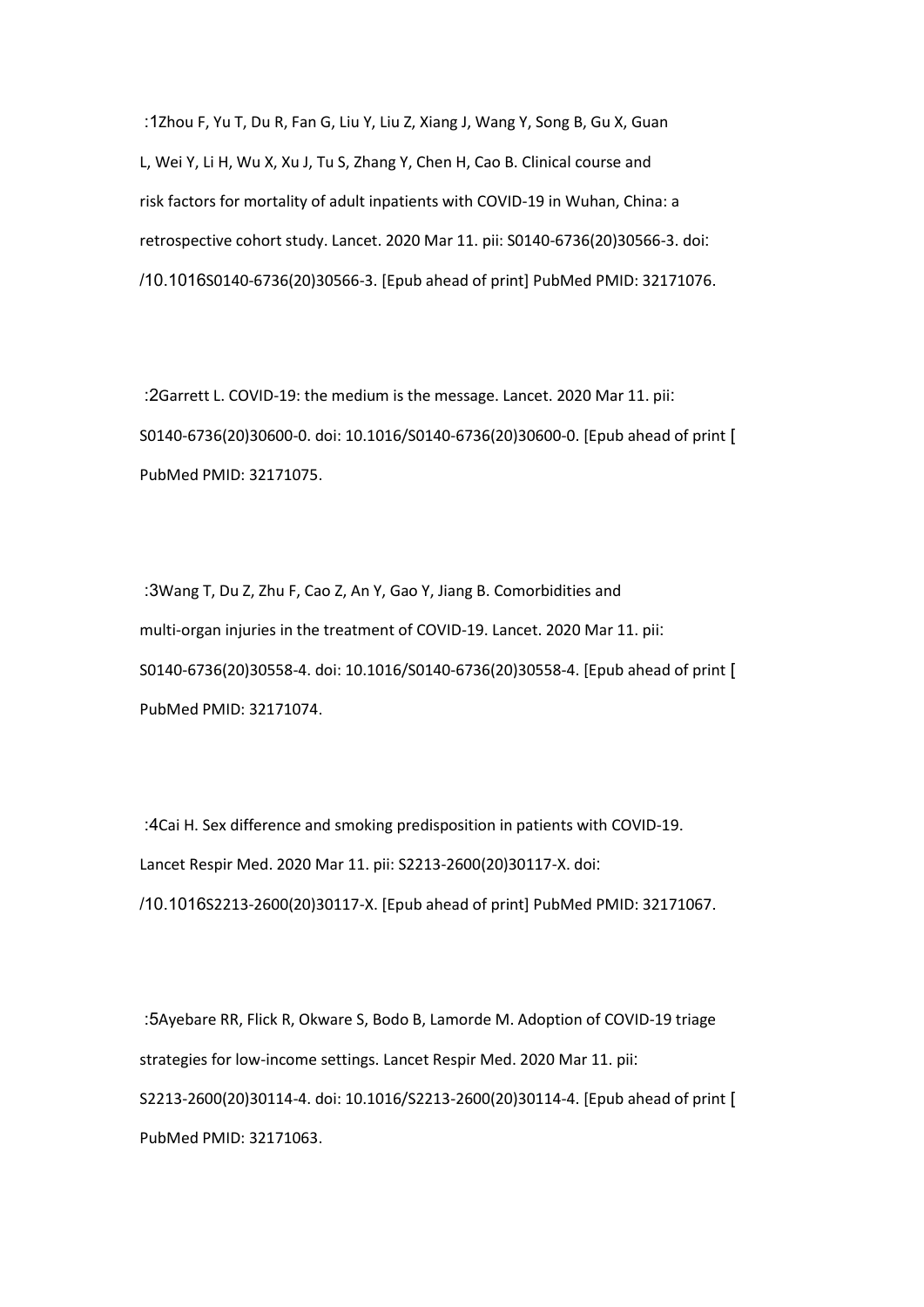:1Zhou F, Yu T, Du R, Fan G, Liu Y, Liu Z, Xiang J, Wang Y, Song B, Gu X, Guan L, Wei Y, Li H, Wu X, Xu J, Tu S, Zhang Y, Chen H, Cao B. Clinical course and risk factors for mortality of adult inpatients with COVID-19 in Wuhan, China: a retrospective cohort study. Lancet. 2020 Mar 11. pii: S0140-6736(20)30566-3. doi: /10.1016S0140-6736(20)30566-3. [Epub ahead of print] PubMed PMID: 32171076.

:2Garrett L. COVID-19: the medium is the message. Lancet. 2020 Mar 11. pii: S0140-6736(20)30600-0. doi: 10.1016/S0140-6736(20)30600-0. [Epub ahead of print [ PubMed PMID: 32171075.

:3Wang T, Du Z, Zhu F, Cao Z, An Y, Gao Y, Jiang B. Comorbidities and multi-organ injuries in the treatment of COVID-19. Lancet. 2020 Mar 11. pii: S0140-6736(20)30558-4. doi: 10.1016/S0140-6736(20)30558-4. [Epub ahead of print [ PubMed PMID: 32171074.

:4Cai H. Sex difference and smoking predisposition in patients with COVID-19. Lancet Respir Med. 2020 Mar 11. pii: S2213-2600(20)30117-X. doi: /10.1016S2213-2600(20)30117-X. [Epub ahead of print] PubMed PMID: 32171067.

:5Ayebare RR, Flick R, Okware S, Bodo B, Lamorde M. Adoption of COVID-19 triage strategies for low-income settings. Lancet Respir Med. 2020 Mar 11. pii: S2213-2600(20)30114-4. doi: 10.1016/S2213-2600(20)30114-4. [Epub ahead of print [ PubMed PMID: 32171063.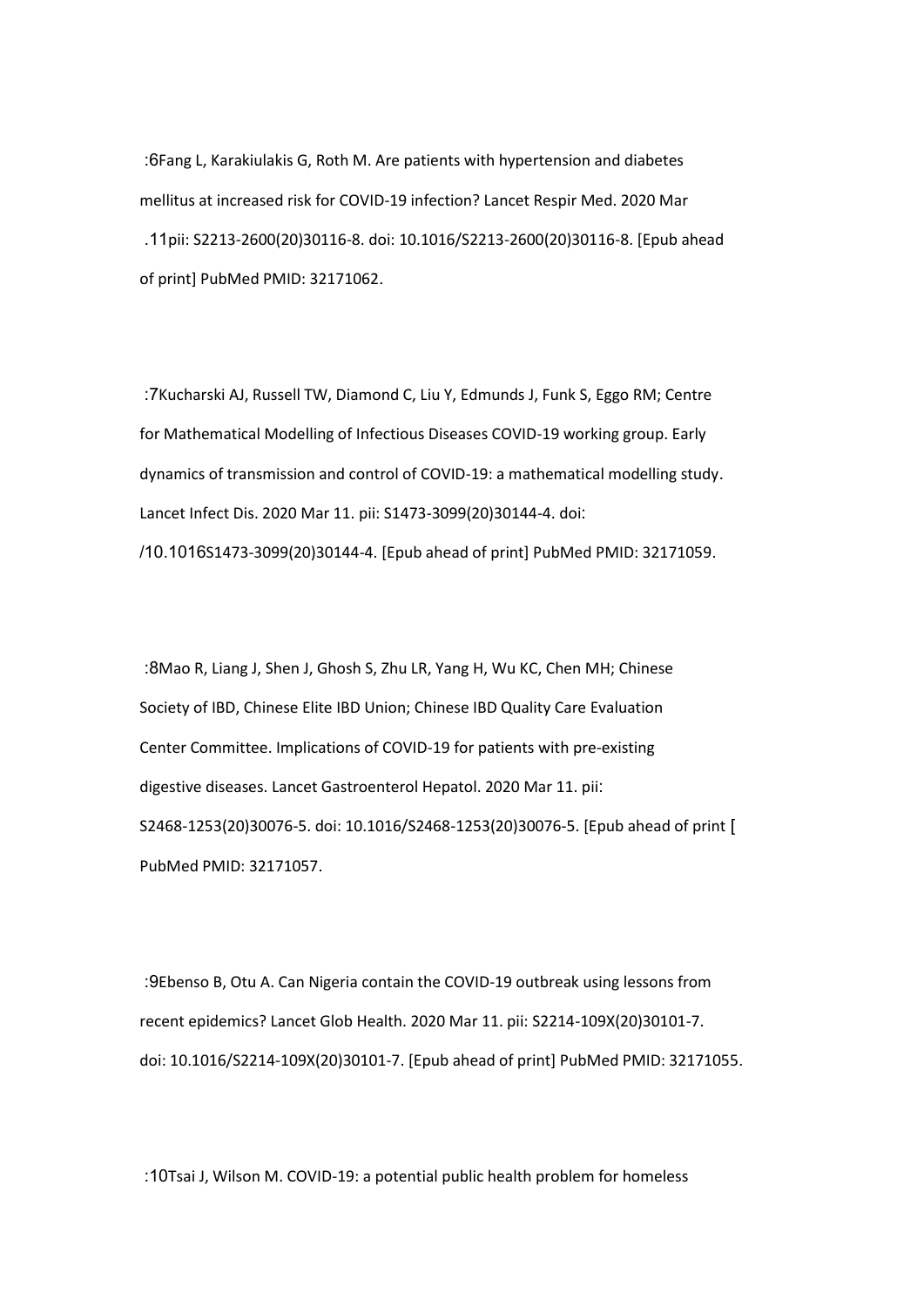:6Fang L, Karakiulakis G, Roth M. Are patients with hypertension and diabetes mellitus at increased risk for COVID-19 infection? Lancet Respir Med. 2020 Mar .11pii: S2213-2600(20)30116-8. doi: 10.1016/S2213-2600(20)30116-8. [Epub ahead of print] PubMed PMID: 32171062.

:7Kucharski AJ, Russell TW, Diamond C, Liu Y, Edmunds J, Funk S, Eggo RM; Centre for Mathematical Modelling of Infectious Diseases COVID-19 working group. Early dynamics of transmission and control of COVID-19: a mathematical modelling study. Lancet Infect Dis. 2020 Mar 11. pii: S1473-3099(20)30144-4. doi: /10.1016S1473-3099(20)30144-4. [Epub ahead of print] PubMed PMID: 32171059.

:8Mao R, Liang J, Shen J, Ghosh S, Zhu LR, Yang H, Wu KC, Chen MH; Chinese Society of IBD, Chinese Elite IBD Union; Chinese IBD Quality Care Evaluation Center Committee. Implications of COVID-19 for patients with pre-existing digestive diseases. Lancet Gastroenterol Hepatol. 2020 Mar 11. pii: S2468-1253(20)30076-5. doi: 10.1016/S2468-1253(20)30076-5. [Epub ahead of print [ PubMed PMID: 32171057.

:9Ebenso B, Otu A. Can Nigeria contain the COVID-19 outbreak using lessons from recent epidemics? Lancet Glob Health. 2020 Mar 11. pii: S2214-109X(20)30101-7. doi: 10.1016/S2214-109X(20)30101-7. [Epub ahead of print] PubMed PMID: 32171055.

:10Tsai J, Wilson M. COVID-19: a potential public health problem for homeless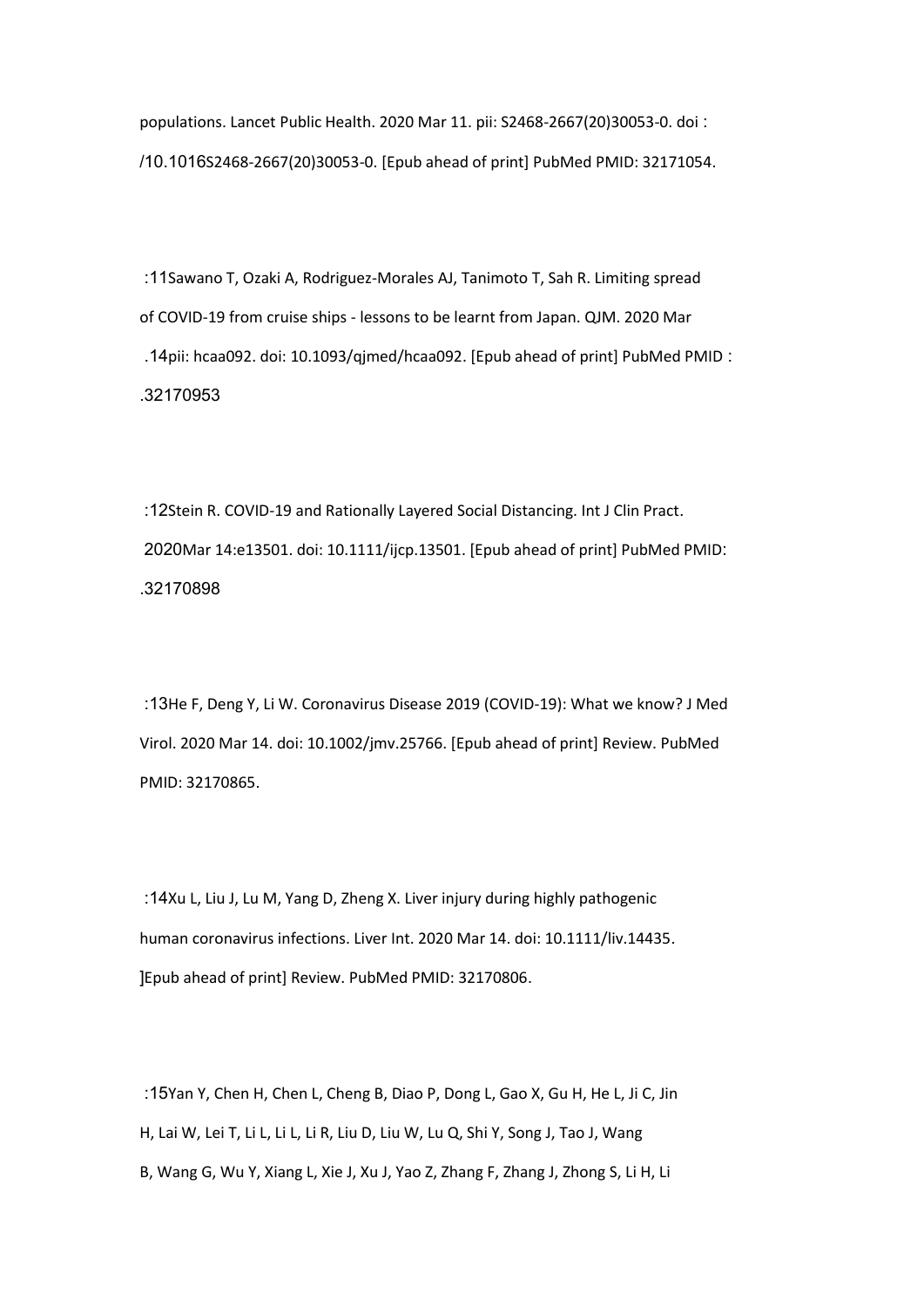populations. Lancet Public Health. 2020 Mar 11. pii: S2468-2667(20)30053-0. doi: /10.1016S2468-2667(20)30053-0. [Epub ahead of print] PubMed PMID: 32171054.

:11Sawano T, Ozaki A, Rodriguez-Morales AJ, Tanimoto T, Sah R. Limiting spread of COVID-19 from cruise ships - lessons to be learnt from Japan. QJM. 2020 Mar .14pii: hcaa092. doi: 10.1093/qjmed/hcaa092. [Epub ahead of print] PubMed PMID: .32170953

:12Stein R. COVID-19 and Rationally Layered Social Distancing. Int J Clin Pract. 2020Mar 14:e13501. doi: 10.1111/ijcp.13501. [Epub ahead of print] PubMed PMID: .32170898

:13He F, Deng Y, Li W. Coronavirus Disease 2019 (COVID-19): What we know? J Med Virol. 2020 Mar 14. doi: 10.1002/jmv.25766. [Epub ahead of print] Review. PubMed PMID: 32170865.

:14Xu L, Liu J, Lu M, Yang D, Zheng X. Liver injury during highly pathogenic human coronavirus infections. Liver Int. 2020 Mar 14. doi: 10.1111/liv.14435. ]Epub ahead of print] Review. PubMed PMID: 32170806.

:15Yan Y, Chen H, Chen L, Cheng B, Diao P, Dong L, Gao X, Gu H, He L, Ji C, Jin H, Lai W, Lei T, Li L, Li L, Li R, Liu D, Liu W, Lu Q, Shi Y, Song J, Tao J, Wang B, Wang G, Wu Y, Xiang L, Xie J, Xu J, Yao Z, Zhang F, Zhang J, Zhong S, Li H, Li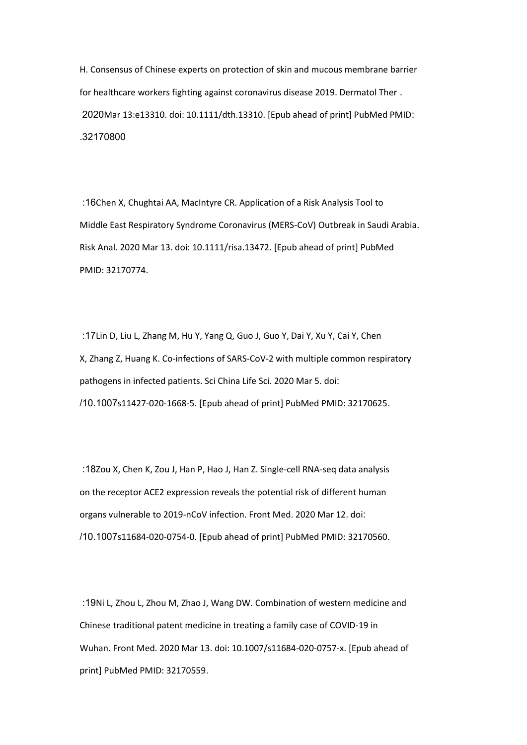H. Consensus of Chinese experts on protection of skin and mucous membrane barrier for healthcare workers fighting against coronavirus disease 2019. Dermatol Ther . 2020Mar 13:e13310. doi: 10.1111/dth.13310. [Epub ahead of print] PubMed PMID: .32170800

:16Chen X, Chughtai AA, MacIntyre CR. Application of a Risk Analysis Tool to Middle East Respiratory Syndrome Coronavirus (MERS-CoV) Outbreak in Saudi Arabia. Risk Anal. 2020 Mar 13. doi: 10.1111/risa.13472. [Epub ahead of print] PubMed PMID: 32170774.

:17Lin D, Liu L, Zhang M, Hu Y, Yang Q, Guo J, Guo Y, Dai Y, Xu Y, Cai Y, Chen X, Zhang Z, Huang K. Co-infections of SARS-CoV-2 with multiple common respiratory pathogens in infected patients. Sci China Life Sci. 2020 Mar 5. doi: /10.1007s11427-020-1668-5. [Epub ahead of print] PubMed PMID: 32170625.

:18Zou X, Chen K, Zou J, Han P, Hao J, Han Z. Single-cell RNA-seq data analysis on the receptor ACE2 expression reveals the potential risk of different human organs vulnerable to 2019-nCoV infection. Front Med. 2020 Mar 12. doi: /10.1007s11684-020-0754-0. [Epub ahead of print] PubMed PMID: 32170560.

:19Ni L, Zhou L, Zhou M, Zhao J, Wang DW. Combination of western medicine and Chinese traditional patent medicine in treating a family case of COVID-19 in Wuhan. Front Med. 2020 Mar 13. doi: 10.1007/s11684-020-0757-x. [Epub ahead of print] PubMed PMID: 32170559.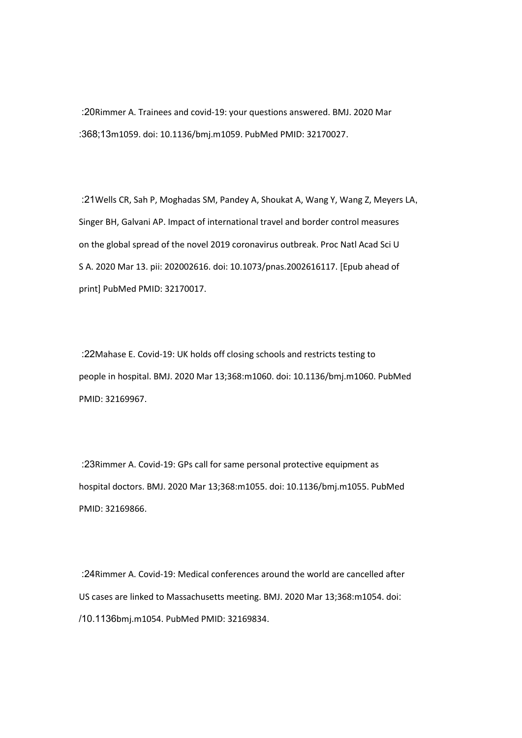:20Rimmer A. Trainees and covid-19: your questions answered. BMJ. 2020 Mar :368;13m1059. doi: 10.1136/bmj.m1059. PubMed PMID: 32170027.

:21Wells CR, Sah P, Moghadas SM, Pandey A, Shoukat A, Wang Y, Wang Z, Meyers LA, Singer BH, Galvani AP. Impact of international travel and border control measures on the global spread of the novel 2019 coronavirus outbreak. Proc Natl Acad Sci U S A. 2020 Mar 13. pii: 202002616. doi: 10.1073/pnas.2002616117. [Epub ahead of print] PubMed PMID: 32170017.

:22Mahase E. Covid-19: UK holds off closing schools and restricts testing to people in hospital. BMJ. 2020 Mar 13;368:m1060. doi: 10.1136/bmj.m1060. PubMed PMID: 32169967.

:23Rimmer A. Covid-19: GPs call for same personal protective equipment as hospital doctors. BMJ. 2020 Mar 13;368:m1055. doi: 10.1136/bmj.m1055. PubMed PMID: 32169866.

:24Rimmer A. Covid-19: Medical conferences around the world are cancelled after US cases are linked to Massachusetts meeting. BMJ. 2020 Mar 13;368:m1054. doi: /10.1136bmj.m1054. PubMed PMID: 32169834.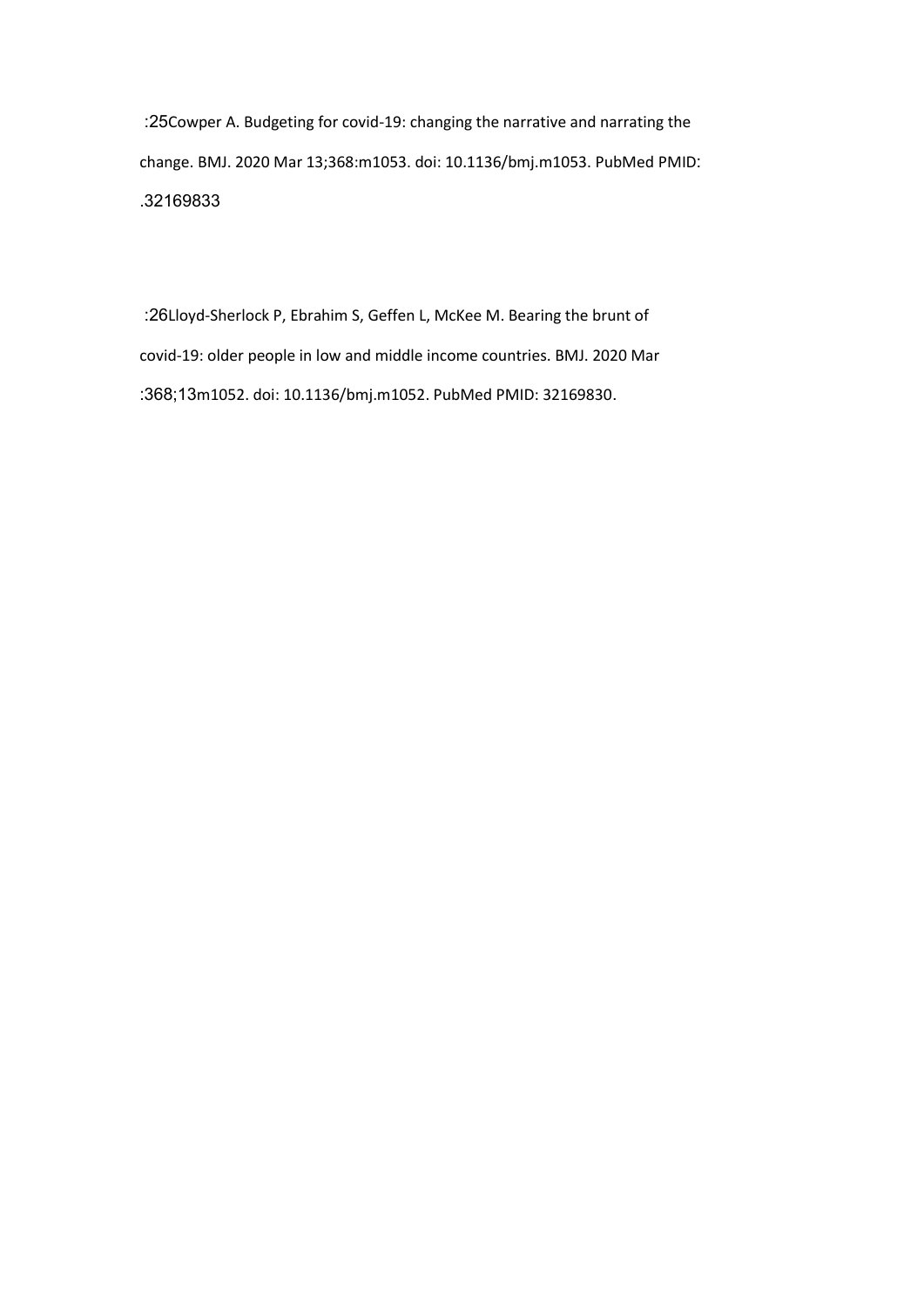25: Cowper A. Budgeting for covid-19: changing the narrative and narrating the change. BMJ. 2020 Mar 13;368:m1053. doi: 10.1136/bmj.m1053. PubMed PMID: 32169833.

26: Lloyd-Sherlock P, Ebrahim S, Geffen L, McKee M. Bearing the brunt of covid-19: older people in low and middle income countries. BMJ. 2020 Mar 13;368:m1052. doi: 10.1136/bmj.m1052. PubMed PMID: 32169830.